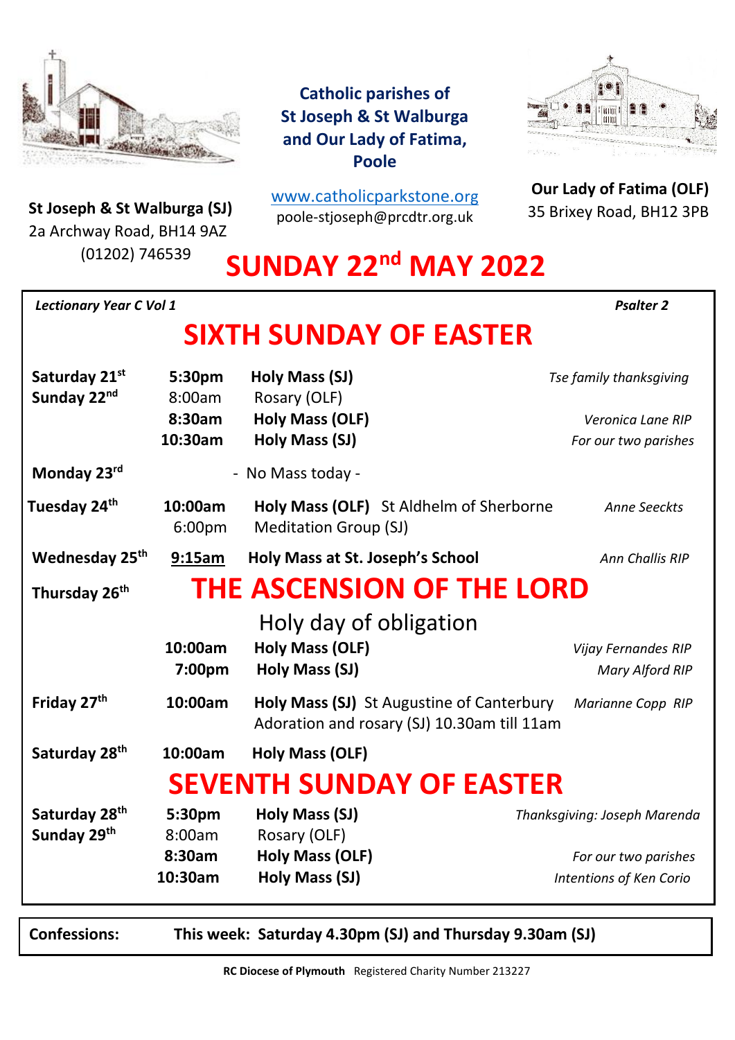**Catholic parishes of St Joseph & St Walburga and Our Lady of Fatima, Poole**

**St Joseph & St Walburga (SJ)**
2a Archway Road, BH14 9AZ
(01202) 746539

www.catholicparkstone.org
poole-stjoseph@prcdtr.org.uk

**Our Lady of Fatima (OLF)**
35 Brixey Road, BH12 3PB

# SUNDAY 22nd MAY 2022

***Lectionary Year C Vol 1*** — ***Psalter 2***

## SIXTH SUNDAY OF EASTER

| Day | Time | Service | Intention |
|---|---|---|---|
| **Saturday 21st** | **5:30pm** | **Holy Mass (SJ)** | *Tse family thanksgiving* |
| **Sunday 22nd** | 8:00am | Rosary (OLF) | |
| | **8:30am** | **Holy Mass (OLF)** | *Veronica Lane RIP* |
| | **10:30am** | **Holy Mass (SJ)** | *For our two parishes* |
| **Monday 23rd** | | - No Mass today - | |
| **Tuesday 24th** | **10:00am** | **Holy Mass (OLF)** St Aldhelm of Sherborne | *Anne Seeckts* |
| | 6:00pm | Meditation Group (SJ) | |
| **Wednesday 25th** | **9:15am** | **Holy Mass at St. Joseph's School** | *Ann Challis RIP* |
| **Thursday 26th** | | **THE ASCENSION OF THE LORD** Holy day of obligation | |
| | **10:00am** | **Holy Mass (OLF)** | *Vijay Fernandes RIP* |
| | **7:00pm** | **Holy Mass (SJ)** | *Mary Alford RIP* |
| **Friday 27th** | **10:00am** | **Holy Mass (SJ)** St Augustine of Canterbury; Adoration and rosary (SJ) 10.30am till 11am | *Marianne Copp RIP* |
| **Saturday 28th** | **10:00am** | **Holy Mass (OLF)** | |

## SEVENTH SUNDAY OF EASTER

| Day | Time | Service | Intention |
|---|---|---|---|
| **Saturday 28th** | **5:30pm** | **Holy Mass (SJ)** | *Thanksgiving: Joseph Marenda* |
| **Sunday 29th** | 8:00am | Rosary (OLF) | |
| | **8:30am** | **Holy Mass (OLF)** | *For our two parishes* |
| | **10:30am** | **Holy Mass (SJ)** | *Intentions of Ken Corio* |

**Confessions:** **This week: Saturday 4.30pm (SJ) and Thursday 9.30am (SJ)**

**RC Diocese of Plymouth** Registered Charity Number 213227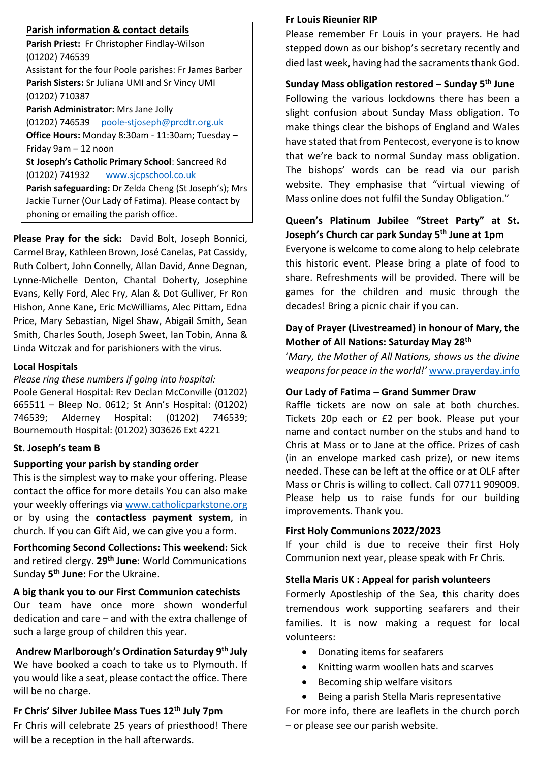## Parish information & contact details

**Parish Priest:** Fr Christopher Findlay-Wilson (01202) 746539

Assistant for the four Poole parishes: Fr James Barber

**Parish Sisters:** Sr Juliana UMI and Sr Vincy UMI (01202) 710387

**Parish Administrator:** Mrs Jane Jolly (01202) 746539 poole-stjoseph@prcdtr.org.uk

**Office Hours:** Monday 8:30am - 11:30am; Tuesday – Friday 9am – 12 noon

**St Joseph's Catholic Primary School**: Sancreed Rd (01202) 741932 www.sjcpschool.co.uk

**Parish safeguarding:** Dr Zelda Cheng (St Joseph's); Mrs Jackie Turner (Our Lady of Fatima). Please contact by phoning or emailing the parish office.

**Please Pray for the sick:** David Bolt, Joseph Bonnici, Carmel Bray, Kathleen Brown, José Canelas, Pat Cassidy, Ruth Colbert, John Connelly, Allan David, Anne Degnan, Lynne-Michelle Denton, Chantal Doherty, Josephine Evans, Kelly Ford, Alec Fry, Alan & Dot Gulliver, Fr Ron Hishon, Anne Kane, Eric McWilliams, Alec Pittam, Edna Price, Mary Sebastian, Nigel Shaw, Abigail Smith, Sean Smith, Charles South, Joseph Sweet, Ian Tobin, Anna & Linda Witczak and for parishioners with the virus.

**Local Hospitals**

*Please ring these numbers if going into hospital:*
Poole General Hospital: Rev Declan McConville (01202) 665511 – Bleep No. 0612; St Ann's Hospital: (01202) 746539; Alderney Hospital: (01202) 746539; Bournemouth Hospital: (01202) 303626 Ext 4221

**St. Joseph's team B**

**Supporting your parish by standing order**

This is the simplest way to make your offering. Please contact the office for more details You can also make your weekly offerings via www.catholicparkstone.org or by using the **contactless payment system**, in church. If you can Gift Aid, we can give you a form.

**Forthcoming Second Collections: This weekend:** Sick and retired clergy. **29th June**: World Communications Sunday **5th June:** For the Ukraine.

**A big thank you to our First Communion catechists**

Our team have once more shown wonderful dedication and care – and with the extra challenge of such a large group of children this year.

**Andrew Marlborough's Ordination Saturday 9th July**

We have booked a coach to take us to Plymouth. If you would like a seat, please contact the office. There will be no charge.

**Fr Chris' Silver Jubilee Mass Tues 12th July 7pm**

Fr Chris will celebrate 25 years of priesthood! There will be a reception in the hall afterwards.

**Fr Louis Rieunier RIP**

Please remember Fr Louis in your prayers. He had stepped down as our bishop's secretary recently and died last week, having had the sacraments thank God.

**Sunday Mass obligation restored – Sunday 5th June**

Following the various lockdowns there has been a slight confusion about Sunday Mass obligation. To make things clear the bishops of England and Wales have stated that from Pentecost, everyone is to know that we're back to normal Sunday mass obligation. The bishops' words can be read via our parish website. They emphasise that "virtual viewing of Mass online does not fulfil the Sunday Obligation."

**Queen's Platinum Jubilee "Street Party" at St. Joseph's Church car park Sunday 5th June at 1pm**

Everyone is welcome to come along to help celebrate this historic event. Please bring a plate of food to share. Refreshments will be provided. There will be games for the children and music through the decades! Bring a picnic chair if you can.

**Day of Prayer (Livestreamed) in honour of Mary, the Mother of All Nations: Saturday May 28th**

'*Mary, the Mother of All Nations, shows us the divine weapons for peace in the world!'* www.prayerday.info

**Our Lady of Fatima – Grand Summer Draw**

Raffle tickets are now on sale at both churches. Tickets 20p each or £2 per book. Please put your name and contact number on the stubs and hand to Chris at Mass or to Jane at the office. Prizes of cash (in an envelope marked cash prize), or new items needed. These can be left at the office or at OLF after Mass or Chris is willing to collect. Call 07711 909009. Please help us to raise funds for our building improvements. Thank you.

**First Holy Communions 2022/2023**

If your child is due to receive their first Holy Communion next year, please speak with Fr Chris.

**Stella Maris UK : Appeal for parish volunteers**

Formerly Apostleship of the Sea, this charity does tremendous work supporting seafarers and their families. It is now making a request for local volunteers:

- Donating items for seafarers
- Knitting warm woollen hats and scarves
- Becoming ship welfare visitors
- Being a parish Stella Maris representative

For more info, there are leaflets in the church porch – or please see our parish website.